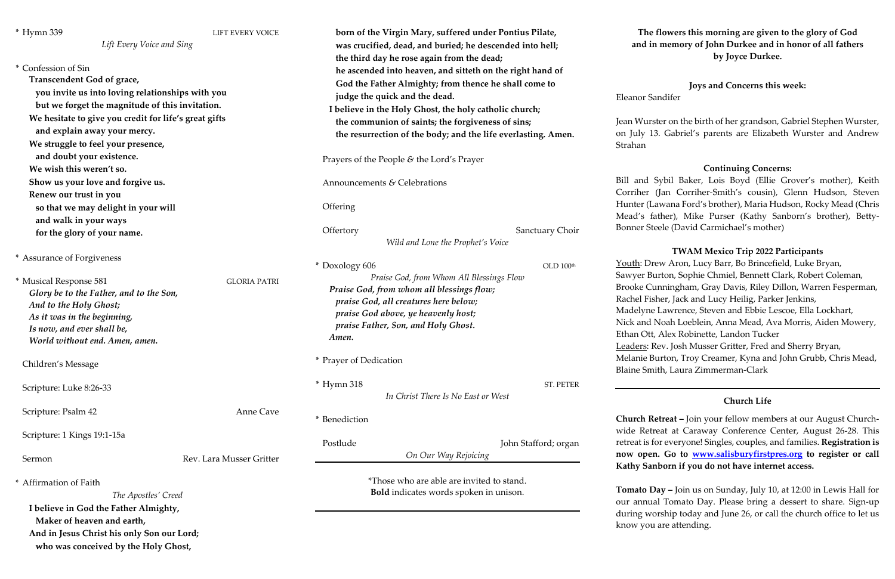\* Hymn 339 LIFT EVERY VOICE
*Lift Every Voice and Sing*

\* Confession of Sin

**Transcendent God of grace,**
**you invite us into loving relationships with you**
**but we forget the magnitude of this invitation.**
**We hesitate to give you credit for life's great gifts**
**and explain away your mercy.**
**We struggle to feel your presence,**
**and doubt your existence.**
**We wish this weren't so.**
**Show us your love and forgive us.**
**Renew our trust in you**
**so that we may delight in your will**
**and walk in your ways**
**for the glory of your name.**

\* Assurance of Forgiveness

\* Musical Response 581 GLORIA PATRI

***Glory be to the Father, and to the Son,***
***And to the Holy Ghost;***
***As it was in the beginning,***
***Is now, and ever shall be,***
***World without end. Amen, amen.***

Children's Message

Scripture: Luke 8:26-33

Scripture: Psalm 42 — Anne Cave

Scripture: 1 Kings 19:1-15a

Sermon — Rev. Lara Musser Gritter

\* Affirmation of Faith
*The Apostles' Creed*

**I believe in God the Father Almighty,**
**Maker of heaven and earth,**
**And in Jesus Christ his only Son our Lord;**
**who was conceived by the Holy Ghost,**
**born of the Virgin Mary, suffered under Pontius Pilate,**
**was crucified, dead, and buried; he descended into hell;**
**the third day he rose again from the dead;**
**he ascended into heaven, and sitteth on the right hand of**
**God the Father Almighty; from thence he shall come to**
**judge the quick and the dead.**
**I believe in the Holy Ghost, the holy catholic church;**
**the communion of saints; the forgiveness of sins;**
**the resurrection of the body; and the life everlasting. Amen.**

Prayers of the People & the Lord's Prayer

Announcements & Celebrations

Offering

Offertory — Sanctuary Choir
*Wild and Lone the Prophet's Voice*

\* Doxology 606 OLD 100th
*Praise God, from Whom All Blessings Flow*

***Praise God, from whom all blessings flow;***
***praise God, all creatures here below;***
***praise God above, ye heavenly host;***
***praise Father, Son, and Holy Ghost.***
***Amen.***

\* Prayer of Dedication

\* Hymn 318 ST. PETER
*In Christ There Is No East or West*

\* Benediction

Postlude — John Stafford; organ
*On Our Way Rejoicing*

\*Those who are able are invited to stand.
**Bold** indicates words spoken in unison.

---

**The flowers this morning are given to the glory of God and in memory of John Durkee and in honor of all fathers by Joyce Durkee.**

### Joys and Concerns this week:

Eleanor Sandifer

Jean Wurster on the birth of her grandson, Gabriel Stephen Wurster, on July 13. Gabriel's parents are Elizabeth Wurster and Andrew Strahan

### Continuing Concerns:

Bill and Sybil Baker, Lois Boyd (Ellie Grover's mother), Keith Corriher (Jan Corriher-Smith's cousin), Glenn Hudson, Steven Hunter (Lawana Ford's brother), Maria Hudson, Rocky Mead (Chris Mead's father), Mike Purser (Kathy Sanborn's brother), Betty-Bonner Steele (David Carmichael's mother)

### TWAM Mexico Trip 2022 Participants

Youth: Drew Aron, Lucy Barr, Bo Brincefield, Luke Bryan, Sawyer Burton, Sophie Chmiel, Bennett Clark, Robert Coleman, Brooke Cunningham, Gray Davis, Riley Dillon, Warren Fesperman, Rachel Fisher, Jack and Lucy Heilig, Parker Jenkins, Madelyne Lawrence, Steven and Ebbie Lescoe, Ella Lockhart, Nick and Noah Loeblein, Anna Mead, Ava Morris, Aiden Mowery, Ethan Ott, Alex Robinette, Landon Tucker
Leaders: Rev. Josh Musser Gritter, Fred and Sherry Bryan, Melanie Burton, Troy Creamer, Kyna and John Grubb, Chris Mead, Blaine Smith, Laura Zimmerman-Clark

---

## Church Life

**Church Retreat –** Join your fellow members at our August Church-wide Retreat at Caraway Conference Center, August 26-28. This retreat is for everyone! Singles, couples, and families. **Registration is now open. Go to www.salisburyfirstpres.org to register or call Kathy Sanborn if you do not have internet access.**

**Tomato Day –** Join us on Sunday, July 10, at 12:00 in Lewis Hall for our annual Tomato Day. Please bring a dessert to share. Sign-up during worship today and June 26, or call the church office to let us know you are attending.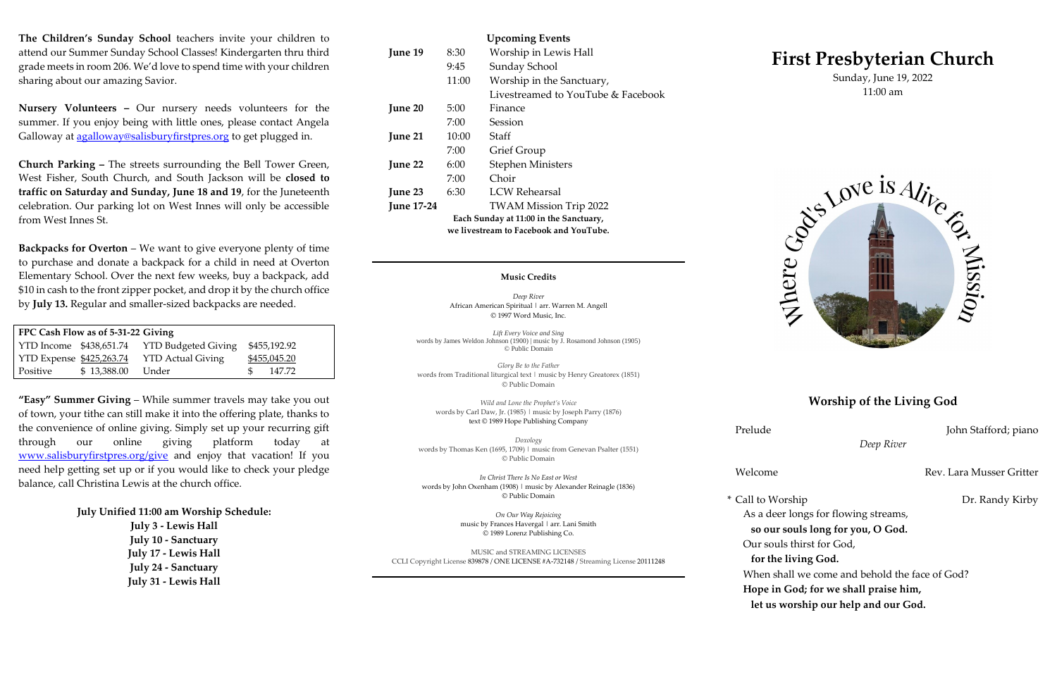**The Children's Sunday School** teachers invite your children to attend our Summer Sunday School Classes! Kindergarten thru third grade meets in room 206. We'd love to spend time with your children sharing about our amazing Savior.

**Nursery Volunteers –** Our nursery needs volunteers for the summer. If you enjoy being with little ones, please contact Angela Galloway at agalloway@salisburyfirstpres.org to get plugged in.

**Church Parking –** The streets surrounding the Bell Tower Green, West Fisher, South Church, and South Jackson will be **closed to traffic on Saturday and Sunday, June 18 and 19**, for the Juneteenth celebration. Our parking lot on West Innes will only be accessible from West Innes St.

**Backpacks for Overton** – We want to give everyone plenty of time to purchase and donate a backpack for a child in need at Overton Elementary School. Over the next few weeks, buy a backpack, add $10 in cash to the front zipper pocket, and drop it by the church office by **July 13.** Regular and smaller-sized backpacks are needed.

| **FPC Cash Flow as of 5-31-22 Giving** | | | |
|---|---|---|---|
| YTD Income | $438,651.74 | YTD Budgeted Giving | $455,192.92 |
| YTD Expense | $425,263.74 | YTD Actual Giving | $455,045.20 |
| Positive | $ 13,388.00 | Under | $ 147.72 |

**"Easy" Summer Giving** – While summer travels may take you out of town, your tithe can still make it into the offering plate, thanks to the convenience of online giving. Simply set up your recurring gift through our online giving platform today at www.salisburyfirstpres.org/give and enjoy that vacation! If you need help getting set up or if you would like to check your pledge balance, call Christina Lewis at the church office.

**July Unified 11:00 am Worship Schedule:**
**July 3 - Lewis Hall**
**July 10 - Sanctuary**
**July 17 - Lewis Hall**
**July 24 - Sanctuary**
**July 31 - Lewis Hall**

**Upcoming Events**

| | | |
|---|---|---|
| **June 19** | 8:30 | Worship in Lewis Hall |
| | 9:45 | Sunday School |
| | 11:00 | Worship in the Sanctuary, Livestreamed to YouTube & Facebook |
| **June 20** | 5:00 | Finance |
| | 7:00 | Session |
| **June 21** | 10:00 | Staff |
| | 7:00 | Grief Group |
| **June 22** | 6:00 | Stephen Ministers |
| | 7:00 | Choir |
| **June 23** | 6:30 | LCW Rehearsal |
| **June 17-24** | | TWAM Mission Trip 2022 |

**Each Sunday at 11:00 in the Sanctuary, we livestream to Facebook and YouTube.**

**Music Credits**

*Deep River*
African American Spiritual | arr. Warren M. Angell
© 1997 Word Music, Inc.

*Lift Every Voice and Sing*
words by James Weldon Johnson (1900) | music by J. Rosamond Johnson (1905)
© Public Domain

*Glory Be to the Father*
words from Traditional liturgical text | music by Henry Greatorex (1851)
© Public Domain

*Wild and Lone the Prophet's Voice*
words by Carl Daw, Jr. (1985) | music by Joseph Parry (1876)
text © 1989 Hope Publishing Company

*Doxology*
words by Thomas Ken (1695, 1709) | music from Genevan Psalter (1551)
© Public Domain

*In Christ There Is No East or West*
words by John Oxenham (1908) | music by Alexander Reinagle (1836)
© Public Domain

*On Our Way Rejoicing*
music by Frances Havergal | arr. Lani Smith
© 1989 Lorenz Publishing Co.

MUSIC and STREAMING LICENSES
CCLI Copyright License 839878 / ONE LICENSE #A-732148 / Streaming License 20111248

# First Presbyterian Church

Sunday, June 19, 2022
11:00 am

Where God's Love is Alive for Mission

## Worship of the Living God

Prelude — John Stafford; piano
*Deep River*

Welcome — Rev. Lara Musser Gritter

\* Call to Worship — Dr. Randy Kirby

As a deer longs for flowing streams,
**so our souls long for you, O God.**
Our souls thirst for God,
**for the living God.**
When shall we come and behold the face of God?
**Hope in God; for we shall praise him,**
**let us worship our help and our God.**